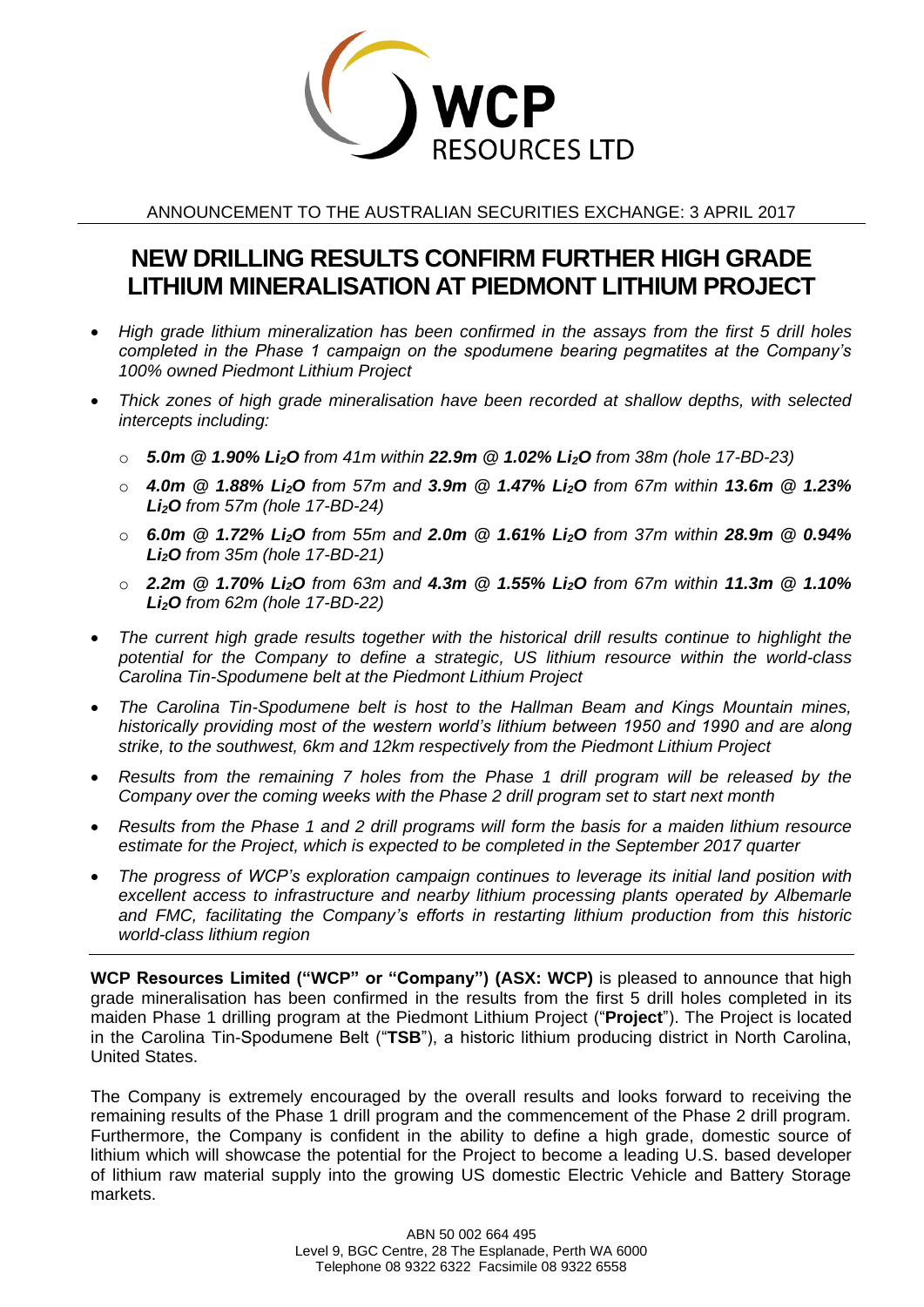WCP RESOURCES LTD

ANNOUNCEMENT TO THE AUSTRALIAN SECURITIES EXCHANGE: 3 APRIL 2017

# NEW DRILLING RESULTS CONFIRM FURTHER HIGH GRADE LITHIUM MINERALISATION AT PIEDMONT LITHIUM PROJECT

- *High grade lithium mineralization has been confirmed in the assays from the first 5 drill holes completed in the Phase 1 campaign on the spodumene bearing pegmatites at the Company's 100% owned Piedmont Lithium Project*
- *Thick zones of high grade mineralisation have been recorded at shallow depths, with selected intercepts including:*
  - ***5.0m @ 1.90% $Li_2O$** from 41m within **22.9m @ 1.02% $Li_2O$** from 38m (hole 17-BD-23)*
  - ***4.0m @ 1.88% $Li_2O$** from 57m and **3.9m @ 1.47% $Li_2O$** from 67m within **13.6m @ 1.23% $Li_2O$** from 57m (hole 17-BD-24)*
  - ***6.0m @ 1.72% $Li_2O$** from 55m and **2.0m @ 1.61% $Li_2O$** from 37m within **28.9m @ 0.94% $Li_2O$** from 35m (hole 17-BD-21)*
  - ***2.2m @ 1.70% $Li_2O$** from 63m and **4.3m @ 1.55% $Li_2O$** from 67m within **11.3m @ 1.10% $Li_2O$** from 62m (hole 17-BD-22)*
- *The current high grade results together with the historical drill results continue to highlight the potential for the Company to define a strategic, US lithium resource within the world-class Carolina Tin-Spodumene belt at the Piedmont Lithium Project*
- *The Carolina Tin-Spodumene belt is host to the Hallman Beam and Kings Mountain mines, historically providing most of the western world's lithium between 1950 and 1990 and are along strike, to the southwest, 6km and 12km respectively from the Piedmont Lithium Project*
- *Results from the remaining 7 holes from the Phase 1 drill program will be released by the Company over the coming weeks with the Phase 2 drill program set to start next month*
- *Results from the Phase 1 and 2 drill programs will form the basis for a maiden lithium resource estimate for the Project, which is expected to be completed in the September 2017 quarter*
- *The progress of WCP's exploration campaign continues to leverage its initial land position with excellent access to infrastructure and nearby lithium processing plants operated by Albemarle and FMC, facilitating the Company's efforts in restarting lithium production from this historic world-class lithium region*

---

**WCP Resources Limited ("WCP" or "Company") (ASX: WCP)** is pleased to announce that high grade mineralisation has been confirmed in the results from the first 5 drill holes completed in its maiden Phase 1 drilling program at the Piedmont Lithium Project ("**Project**"). The Project is located in the Carolina Tin-Spodumene Belt ("**TSB**"), a historic lithium producing district in North Carolina, United States.

The Company is extremely encouraged by the overall results and looks forward to receiving the remaining results of the Phase 1 drill program and the commencement of the Phase 2 drill program. Furthermore, the Company is confident in the ability to define a high grade, domestic source of lithium which will showcase the potential for the Project to become a leading U.S. based developer of lithium raw material supply into the growing US domestic Electric Vehicle and Battery Storage markets.

ABN 50 002 664 495
Level 9, BGC Centre, 28 The Esplanade, Perth WA 6000
Telephone 08 9322 6322 Facsimile 08 9322 6558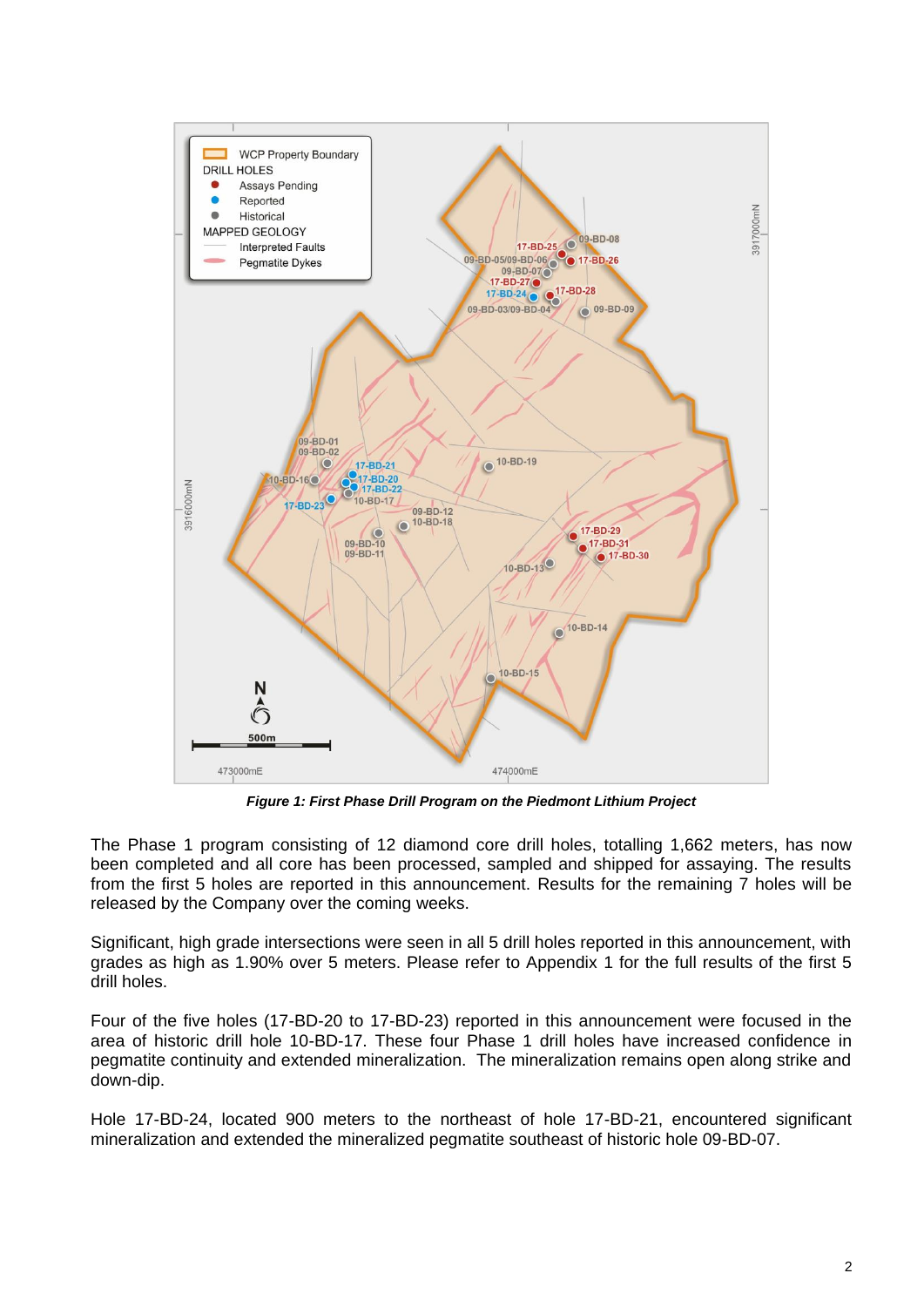*Figure 1: First Phase Drill Program on the Piedmont Lithium Project*

The Phase 1 program consisting of 12 diamond core drill holes, totalling 1,662 meters, has now been completed and all core has been processed, sampled and shipped for assaying. The results from the first 5 holes are reported in this announcement. Results for the remaining 7 holes will be released by the Company over the coming weeks.

Significant, high grade intersections were seen in all 5 drill holes reported in this announcement, with grades as high as 1.90% over 5 meters. Please refer to Appendix 1 for the full results of the first 5 drill holes.

Four of the five holes (17-BD-20 to 17-BD-23) reported in this announcement were focused in the area of historic drill hole 10-BD-17. These four Phase 1 drill holes have increased confidence in pegmatite continuity and extended mineralization. The mineralization remains open along strike and down-dip.

Hole 17-BD-24, located 900 meters to the northeast of hole 17-BD-21, encountered significant mineralization and extended the mineralized pegmatite southeast of historic hole 09-BD-07.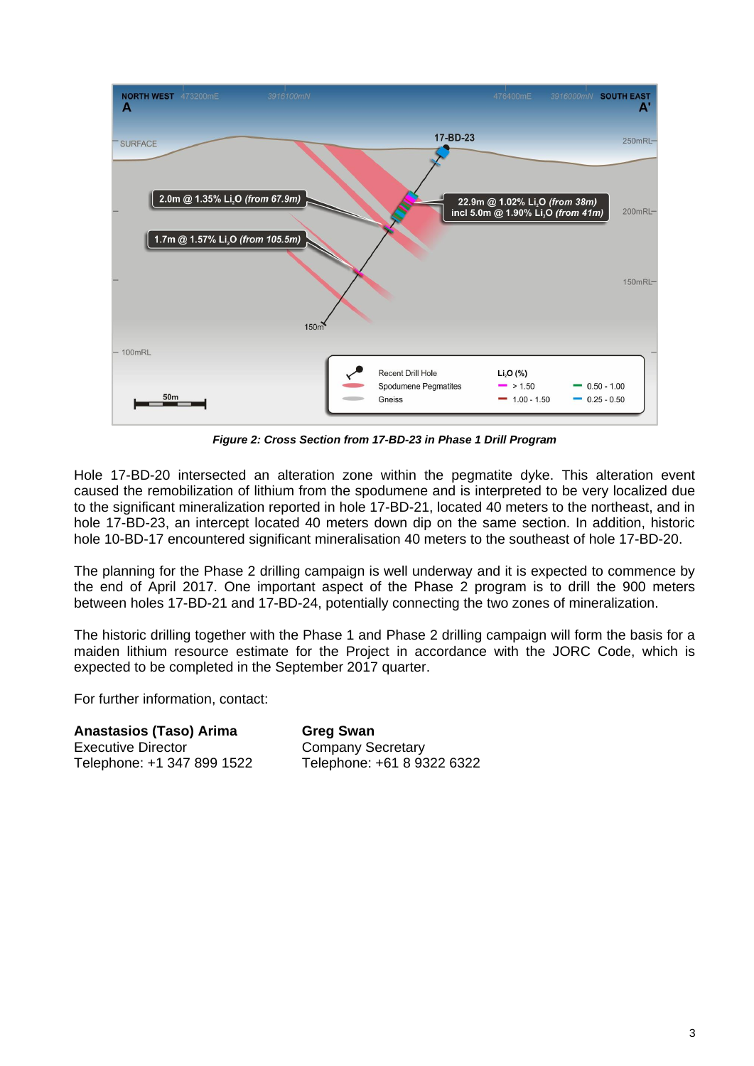*Figure 2: Cross Section from 17-BD-23 in Phase 1 Drill Program*

Hole 17-BD-20 intersected an alteration zone within the pegmatite dyke. This alteration event caused the remobilization of lithium from the spodumene and is interpreted to be very localized due to the significant mineralization reported in hole 17-BD-21, located 40 meters to the northeast, and in hole 17-BD-23, an intercept located 40 meters down dip on the same section. In addition, historic hole 10-BD-17 encountered significant mineralisation 40 meters to the southeast of hole 17-BD-20.

The planning for the Phase 2 drilling campaign is well underway and it is expected to commence by the end of April 2017. One important aspect of the Phase 2 program is to drill the 900 meters between holes 17-BD-21 and 17-BD-24, potentially connecting the two zones of mineralization.

The historic drilling together with the Phase 1 and Phase 2 drilling campaign will form the basis for a maiden lithium resource estimate for the Project in accordance with the JORC Code, which is expected to be completed in the September 2017 quarter.

For further information, contact:

**Anastasios (Taso) Arima**
Executive Director
Telephone: +1 347 899 1522

**Greg Swan**
Company Secretary
Telephone: +61 8 9322 6322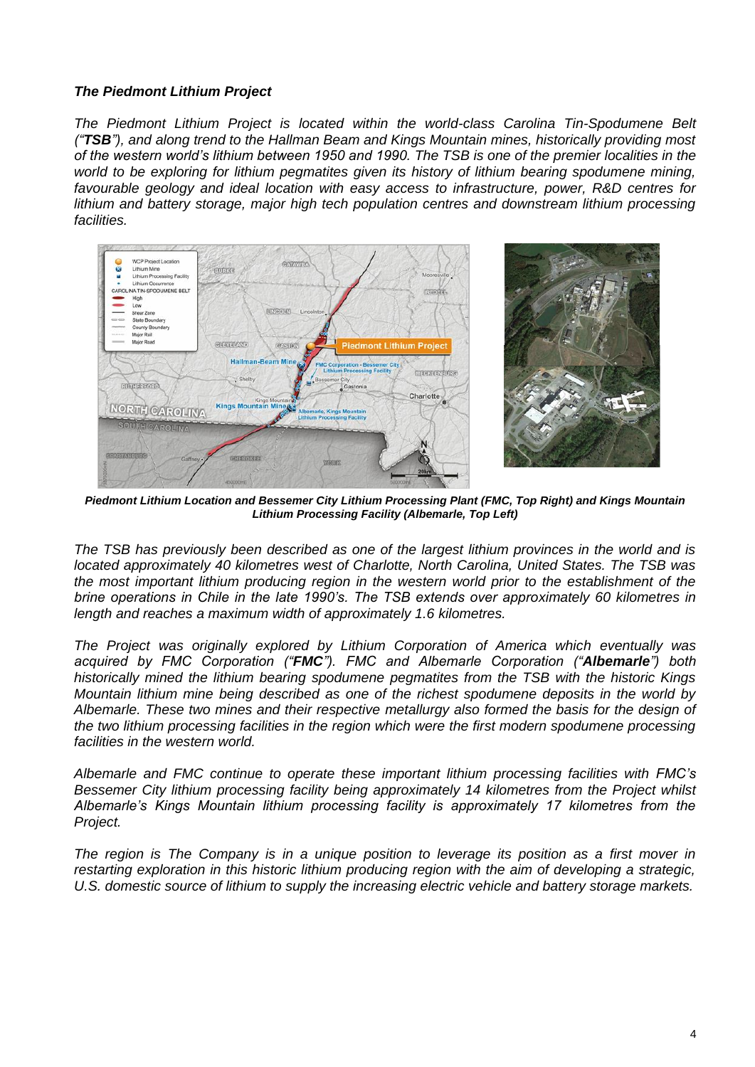### *The Piedmont Lithium Project*

*The Piedmont Lithium Project is located within the world-class Carolina Tin-Spodumene Belt ("**TSB**"), and along trend to the Hallman Beam and Kings Mountain mines, historically providing most of the western world's lithium between 1950 and 1990. The TSB is one of the premier localities in the world to be exploring for lithium pegmatites given its history of lithium bearing spodumene mining, favourable geology and ideal location with easy access to infrastructure, power, R&D centres for lithium and battery storage, major high tech population centres and downstream lithium processing facilities.*

***Piedmont Lithium Location and Bessemer City Lithium Processing Plant (FMC, Top Right) and Kings Mountain Lithium Processing Facility (Albemarle, Top Left)***

*The TSB has previously been described as one of the largest lithium provinces in the world and is located approximately 40 kilometres west of Charlotte, North Carolina, United States. The TSB was the most important lithium producing region in the western world prior to the establishment of the brine operations in Chile in the late 1990's. The TSB extends over approximately 60 kilometres in length and reaches a maximum width of approximately 1.6 kilometres.*

*The Project was originally explored by Lithium Corporation of America which eventually was acquired by FMC Corporation ("**FMC**"). FMC and Albemarle Corporation ("**Albemarle**") both historically mined the lithium bearing spodumene pegmatites from the TSB with the historic Kings Mountain lithium mine being described as one of the richest spodumene deposits in the world by Albemarle. These two mines and their respective metallurgy also formed the basis for the design of the two lithium processing facilities in the region which were the first modern spodumene processing facilities in the western world.*

*Albemarle and FMC continue to operate these important lithium processing facilities with FMC's Bessemer City lithium processing facility being approximately 14 kilometres from the Project whilst Albemarle's Kings Mountain lithium processing facility is approximately 17 kilometres from the Project.*

*The region is The Company is in a unique position to leverage its position as a first mover in restarting exploration in this historic lithium producing region with the aim of developing a strategic, U.S. domestic source of lithium to supply the increasing electric vehicle and battery storage markets.*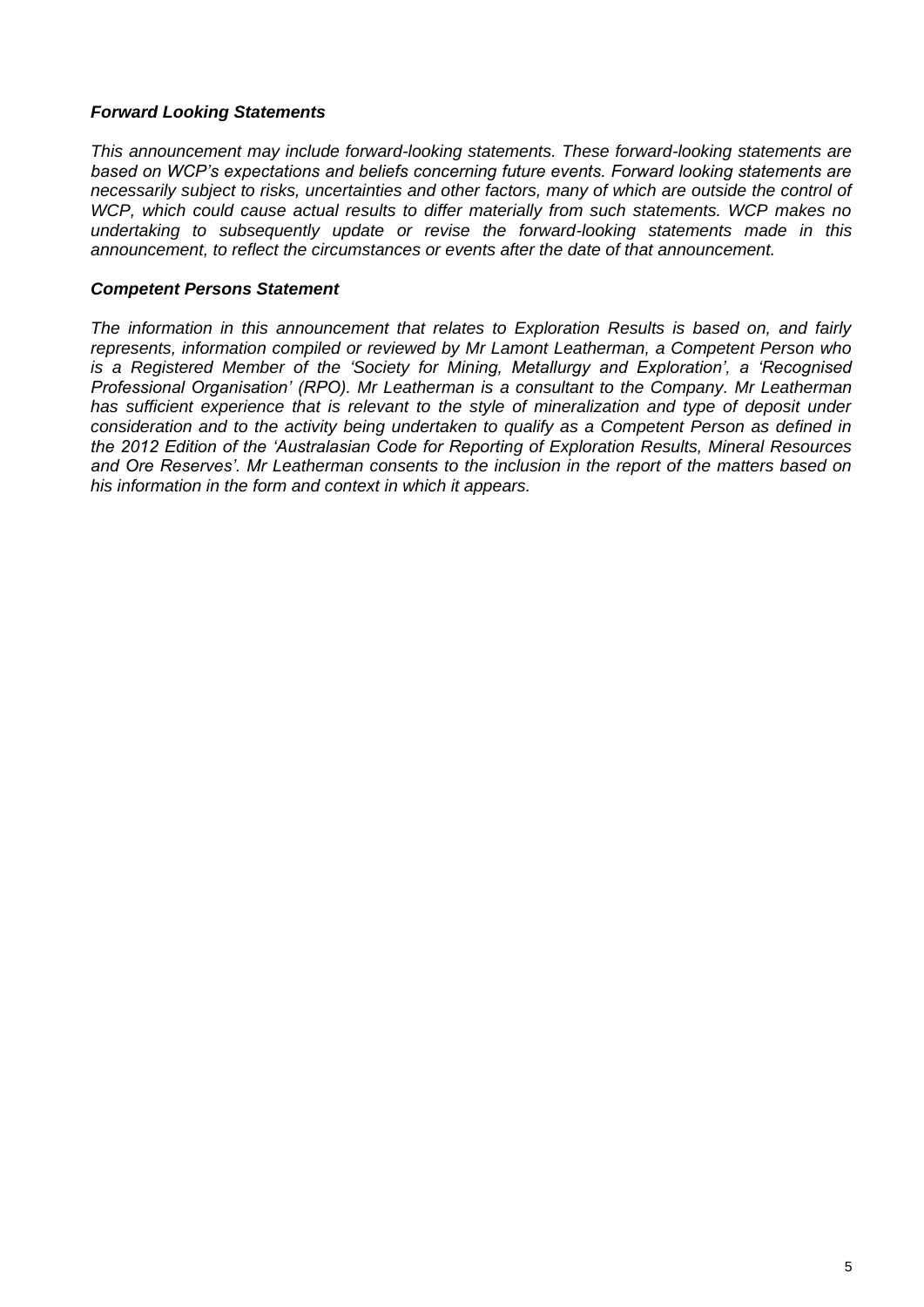***Forward Looking Statements***

*This announcement may include forward-looking statements. These forward-looking statements are based on WCP's expectations and beliefs concerning future events. Forward looking statements are necessarily subject to risks, uncertainties and other factors, many of which are outside the control of WCP, which could cause actual results to differ materially from such statements. WCP makes no undertaking to subsequently update or revise the forward-looking statements made in this announcement, to reflect the circumstances or events after the date of that announcement.*

***Competent Persons Statement***

*The information in this announcement that relates to Exploration Results is based on, and fairly represents, information compiled or reviewed by Mr Lamont Leatherman, a Competent Person who is a Registered Member of the 'Society for Mining, Metallurgy and Exploration', a 'Recognised Professional Organisation' (RPO). Mr Leatherman is a consultant to the Company. Mr Leatherman has sufficient experience that is relevant to the style of mineralization and type of deposit under consideration and to the activity being undertaken to qualify as a Competent Person as defined in the 2012 Edition of the 'Australasian Code for Reporting of Exploration Results, Mineral Resources and Ore Reserves'. Mr Leatherman consents to the inclusion in the report of the matters based on his information in the form and context in which it appears.*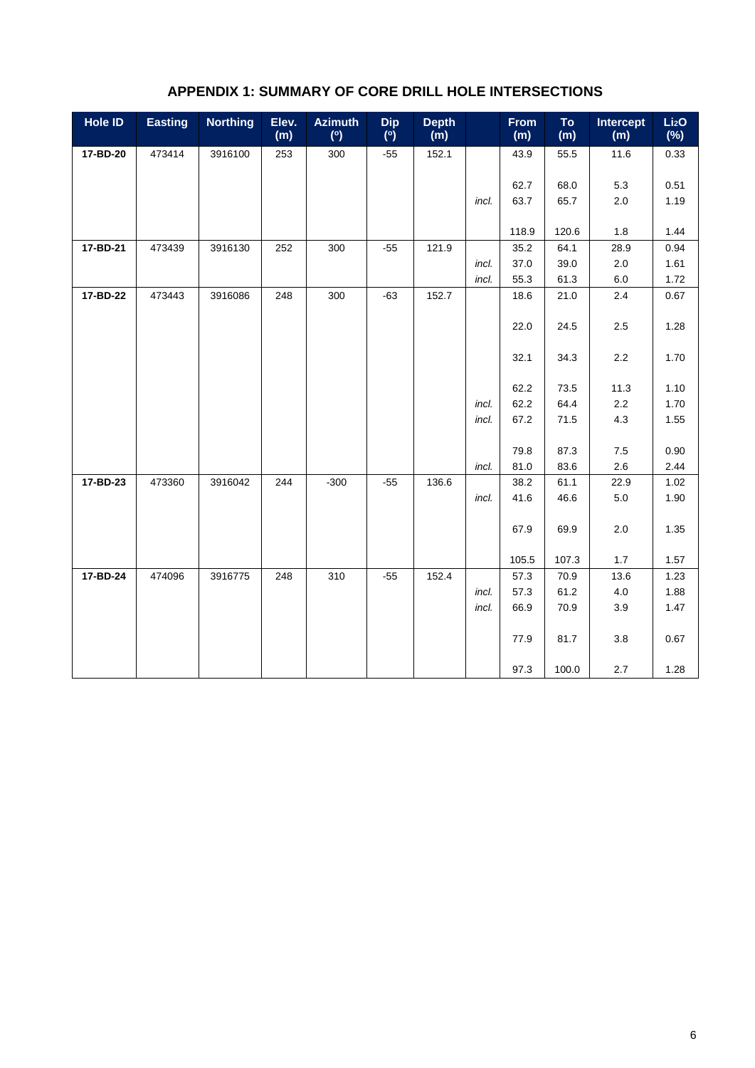## APPENDIX 1: SUMMARY OF CORE DRILL HOLE INTERSECTIONS

| Hole ID | Easting | Northing | Elev. (m) | Azimuth (°) | Dip (°) | Depth (m) | | From (m) | To (m) | Intercept (m) | $Li_2O$ (%) |
|---|---|---|---|---|---|---|---|---|---|---|---|
| 17-BD-20 | 473414 | 3916100 | 253 | 300 | -55 | 152.1 | | 43.9 | 55.5 | 11.6 | 0.33 |
| | | | | | | | | 62.7 | 68.0 | 5.3 | 0.51 |
| | | | | | | | *incl.* | 63.7 | 65.7 | 2.0 | 1.19 |
| | | | | | | | | 118.9 | 120.6 | 1.8 | 1.44 |
| 17-BD-21 | 473439 | 3916130 | 252 | 300 | -55 | 121.9 | | 35.2 | 64.1 | 28.9 | 0.94 |
| | | | | | | | *incl.* | 37.0 | 39.0 | 2.0 | 1.61 |
| | | | | | | | *incl.* | 55.3 | 61.3 | 6.0 | 1.72 |
| 17-BD-22 | 473443 | 3916086 | 248 | 300 | -63 | 152.7 | | 18.6 | 21.0 | 2.4 | 0.67 |
| | | | | | | | | 22.0 | 24.5 | 2.5 | 1.28 |
| | | | | | | | | 32.1 | 34.3 | 2.2 | 1.70 |
| | | | | | | | | 62.2 | 73.5 | 11.3 | 1.10 |
| | | | | | | | *incl.* | 62.2 | 64.4 | 2.2 | 1.70 |
| | | | | | | | *incl.* | 67.2 | 71.5 | 4.3 | 1.55 |
| | | | | | | | | 79.8 | 87.3 | 7.5 | 0.90 |
| | | | | | | | *incl.* | 81.0 | 83.6 | 2.6 | 2.44 |
| 17-BD-23 | 473360 | 3916042 | 244 | -300 | -55 | 136.6 | | 38.2 | 61.1 | 22.9 | 1.02 |
| | | | | | | | *incl.* | 41.6 | 46.6 | 5.0 | 1.90 |
| | | | | | | | | 67.9 | 69.9 | 2.0 | 1.35 |
| | | | | | | | | 105.5 | 107.3 | 1.7 | 1.57 |
| 17-BD-24 | 474096 | 3916775 | 248 | 310 | -55 | 152.4 | | 57.3 | 70.9 | 13.6 | 1.23 |
| | | | | | | | *incl.* | 57.3 | 61.2 | 4.0 | 1.88 |
| | | | | | | | *incl.* | 66.9 | 70.9 | 3.9 | 1.47 |
| | | | | | | | | 77.9 | 81.7 | 3.8 | 0.67 |
| | | | | | | | | 97.3 | 100.0 | 2.7 | 1.28 |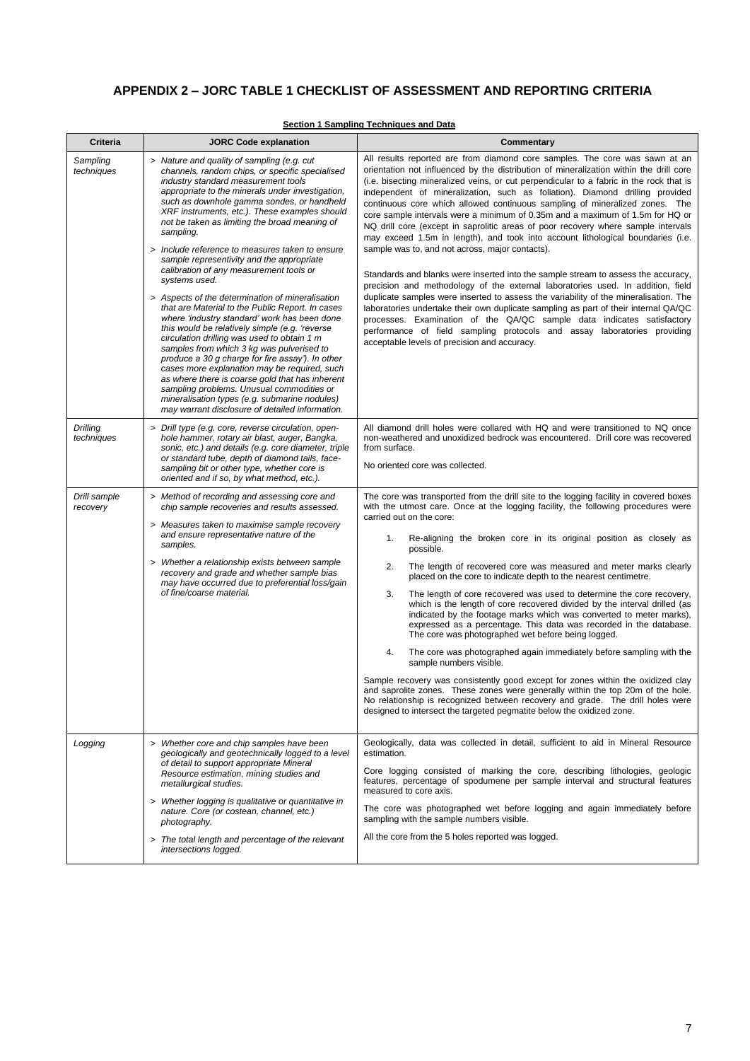# APPENDIX 2 – JORC TABLE 1 CHECKLIST OF ASSESSMENT AND REPORTING CRITERIA

**Section 1 Sampling Techniques and Data**

| Criteria | JORC Code explanation | Commentary |
|---|---|---|
| *Sampling techniques* | *> Nature and quality of sampling (e.g. cut channels, random chips, or specific specialised industry standard measurement tools appropriate to the minerals under investigation, such as downhole gamma sondes, or handheld XRF instruments, etc.). These examples should not be taken as limiting the broad meaning of sampling.*<br>*> Include reference to measures taken to ensure sample representivity and the appropriate calibration of any measurement tools or systems used.*<br>*> Aspects of the determination of mineralisation that are Material to the Public Report. In cases where 'industry standard' work has been done this would be relatively simple (e.g. 'reverse circulation drilling was used to obtain 1 m samples from which 3 kg was pulverised to produce a 30 g charge for fire assay'). In other cases more explanation may be required, such as where there is coarse gold that has inherent sampling problems. Unusual commodities or mineralisation types (e.g. submarine nodules) may warrant disclosure of detailed information.* | All results reported are from diamond core samples. The core was sawn at an orientation not influenced by the distribution of mineralization within the drill core (i.e. bisecting mineralized veins, or cut perpendicular to a fabric in the rock that is independent of mineralization, such as foliation). Diamond drilling provided continuous core which allowed continuous sampling of mineralized zones. The core sample intervals were a minimum of 0.35m and a maximum of 1.5m for HQ or NQ drill core (except in saprolitic areas of poor recovery where sample intervals may exceed 1.5m in length), and took into account lithological boundaries (i.e. sample was to, and not across, major contacts).<br><br>Standards and blanks were inserted into the sample stream to assess the accuracy, precision and methodology of the external laboratories used. In addition, field duplicate samples were inserted to assess the variability of the mineralisation. The laboratories undertake their own duplicate sampling as part of their internal QA/QC processes. Examination of the QA/QC sample data indicates satisfactory performance of field sampling protocols and assay laboratories providing acceptable levels of precision and accuracy. |
| *Drilling techniques* | *> Drill type (e.g. core, reverse circulation, open-hole hammer, rotary air blast, auger, Bangka, sonic, etc.) and details (e.g. core diameter, triple or standard tube, depth of diamond tails, face-sampling bit or other type, whether core is oriented and if so, by what method, etc.).* | All diamond drill holes were collared with HQ and were transitioned to NQ once non-weathered and unoxidized bedrock was encountered. Drill core was recovered from surface.<br><br>No oriented core was collected. |
| *Drill sample recovery* | *> Method of recording and assessing core and chip sample recoveries and results assessed.*<br>*> Measures taken to maximise sample recovery and ensure representative nature of the samples.*<br>*> Whether a relationship exists between sample recovery and grade and whether sample bias may have occurred due to preferential loss/gain of fine/coarse material.* | The core was transported from the drill site to the logging facility in covered boxes with the utmost care. Once at the logging facility, the following procedures were carried out on the core:<br><br>1. Re-aligning the broken core in its original position as closely as possible.<br>2. The length of recovered core was measured and meter marks clearly placed on the core to indicate depth to the nearest centimetre.<br>3. The length of core recovered was used to determine the core recovery, which is the length of core recovered divided by the interval drilled (as indicated by the footage marks which was converted to meter marks), expressed as a percentage. This data was recorded in the database. The core was photographed wet before being logged.<br>4. The core was photographed again immediately before sampling with the sample numbers visible.<br><br>Sample recovery was consistently good except for zones within the oxidized clay and saprolite zones. These zones were generally within the top 20m of the hole. No relationship is recognized between recovery and grade. The drill holes were designed to intersect the targeted pegmatite below the oxidized zone. |
| *Logging* | *> Whether core and chip samples have been geologically and geotechnically logged to a level of detail to support appropriate Mineral Resource estimation, mining studies and metallurgical studies.*<br>*> Whether logging is qualitative or quantitative in nature. Core (or costean, channel, etc.) photography.*<br>*> The total length and percentage of the relevant intersections logged.* | Geologically, data was collected in detail, sufficient to aid in Mineral Resource estimation.<br><br>Core logging consisted of marking the core, describing lithologies, geologic features, percentage of spodumene per sample interval and structural features measured to core axis.<br><br>The core was photographed wet before logging and again immediately before sampling with the sample numbers visible.<br><br>All the core from the 5 holes reported was logged. |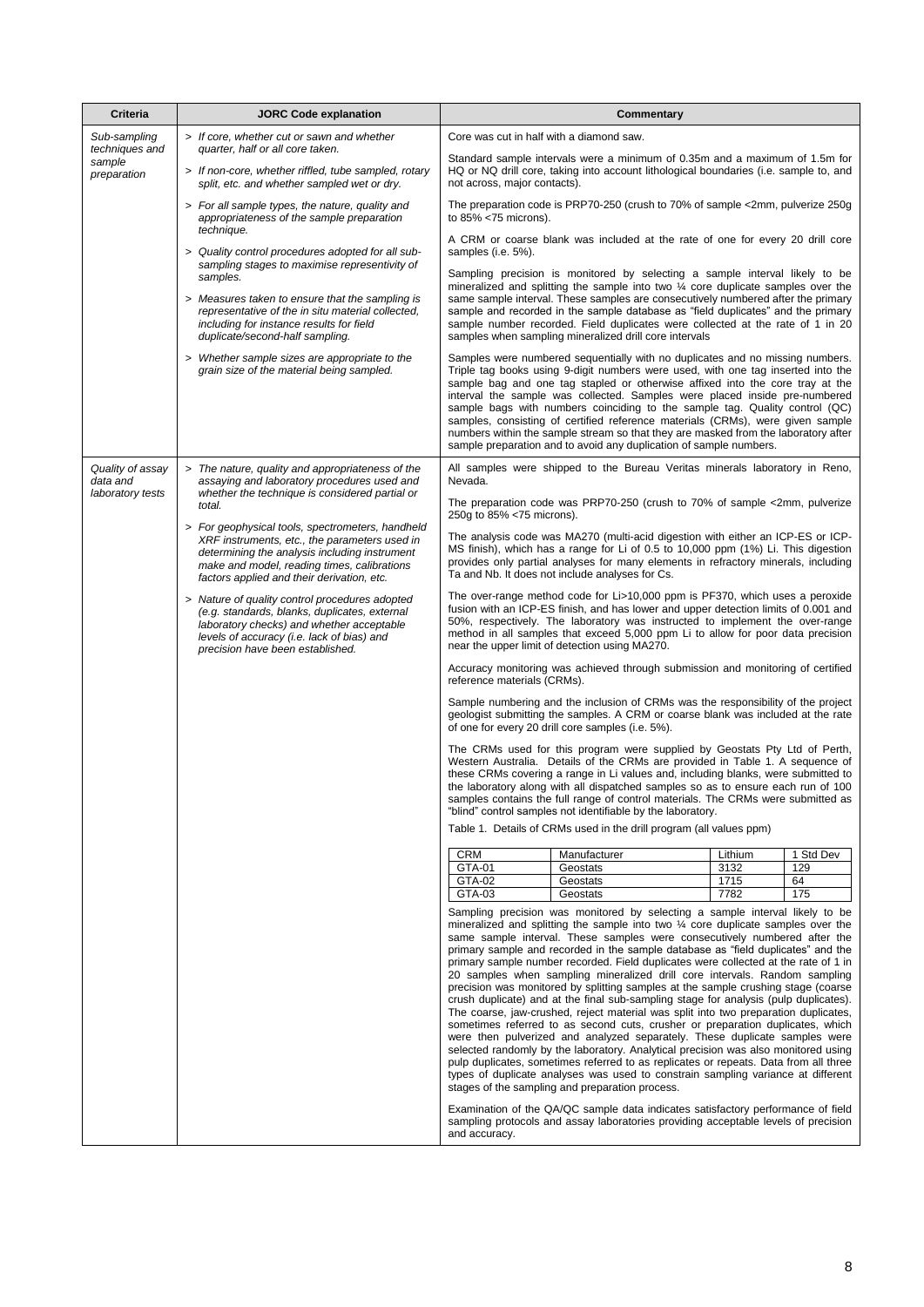| Criteria | JORC Code explanation | Commentary |
|---|---|---|
| *Sub-sampling techniques and sample preparation* | *> If core, whether cut or sawn and whether quarter, half or all core taken.*<br><br>*> If non-core, whether riffled, tube sampled, rotary split, etc. and whether sampled wet or dry.*<br><br>*> For all sample types, the nature, quality and appropriateness of the sample preparation technique.*<br><br>*> Quality control procedures adopted for all sub-sampling stages to maximise representivity of samples.*<br><br>*> Measures taken to ensure that the sampling is representative of the in situ material collected, including for instance results for field duplicate/second-half sampling.*<br><br>*> Whether sample sizes are appropriate to the grain size of the material being sampled.* | Core was cut in half with a diamond saw.<br><br>Standard sample intervals were a minimum of 0.35m and a maximum of 1.5m for HQ or NQ drill core, taking into account lithological boundaries (i.e. sample to, and not across, major contacts).<br><br>The preparation code is PRP70-250 (crush to 70% of sample <2mm, pulverize 250g to 85% <75 microns).<br><br>A CRM or coarse blank was included at the rate of one for every 20 drill core samples (i.e. 5%).<br><br>Sampling precision is monitored by selecting a sample interval likely to be mineralized and splitting the sample into two ¼ core duplicate samples over the same sample interval. These samples are consecutively numbered after the primary sample and recorded in the sample database as "field duplicates" and the primary sample number recorded. Field duplicates were collected at the rate of 1 in 20 samples when sampling mineralized drill core intervals<br><br>Samples were numbered sequentially with no duplicates and no missing numbers. Triple tag books using 9-digit numbers were used, with one tag inserted into the sample bag and one tag stapled or otherwise affixed into the core tray at the interval the sample was collected. Samples were placed inside pre-numbered sample bags with numbers coinciding to the sample tag. Quality control (QC) samples, consisting of certified reference materials (CRMs), were given sample numbers within the sample stream so that they are masked from the laboratory after sample preparation and to avoid any duplication of sample numbers. |
| *Quality of assay data and laboratory tests* | *> The nature, quality and appropriateness of the assaying and laboratory procedures used and whether the technique is considered partial or total.*<br><br>*> For geophysical tools, spectrometers, handheld XRF instruments, etc., the parameters used in determining the analysis including instrument make and model, reading times, calibrations factors applied and their derivation, etc.*<br><br>*> Nature of quality control procedures adopted (e.g. standards, blanks, duplicates, external laboratory checks) and whether acceptable levels of accuracy (i.e. lack of bias) and precision have been established.* | All samples were shipped to the Bureau Veritas minerals laboratory in Reno, Nevada.<br><br>The preparation code was PRP70-250 (crush to 70% of sample <2mm, pulverize 250g to 85% <75 microns).<br><br>The analysis code was MA270 (multi-acid digestion with either an ICP-ES or ICP-MS finish), which has a range for Li of 0.5 to 10,000 ppm (1%) Li. This digestion provides only partial analyses for many elements in refractory minerals, including Ta and Nb. It does not include analyses for Cs.<br><br>The over-range method code for Li>10,000 ppm is PF370, which uses a peroxide fusion with an ICP-ES finish, and has lower and upper detection limits of 0.001 and 50%, respectively. The laboratory was instructed to implement the over-range method in all samples that exceed 5,000 ppm Li to allow for poor data precision near the upper limit of detection using MA270.<br><br>Accuracy monitoring was achieved through submission and monitoring of certified reference materials (CRMs).<br><br>Sample numbering and the inclusion of CRMs was the responsibility of the project geologist submitting the samples. A CRM or coarse blank was included at the rate of one for every 20 drill core samples (i.e. 5%).<br><br>The CRMs used for this program were supplied by Geostats Pty Ltd of Perth, Western Australia. Details of the CRMs are provided in Table 1. A sequence of these CRMs covering a range in Li values and, including blanks, were submitted to the laboratory along with all dispatched samples so as to ensure each run of 100 samples contains the full range of control materials. The CRMs were submitted as "blind" control samples not identifiable by the laboratory.<br><br>Table 1. Details of CRMs used in the drill program (all values ppm)<br><br>CRM / Manufacturer / Lithium / 1 Std Dev<br>GTA-01 / Geostats / 3132 / 129<br>GTA-02 / Geostats / 1715 / 64<br>GTA-03 / Geostats / 7782 / 175<br><br>Sampling precision was monitored by selecting a sample interval likely to be mineralized and splitting the sample into two ¼ core duplicate samples over the same sample interval. These samples were consecutively numbered after the primary sample and recorded in the sample database as "field duplicates" and the primary sample number recorded. Field duplicates were collected at the rate of 1 in 20 samples when sampling mineralized drill core intervals. Random sampling precision was monitored by splitting samples at the sample crushing stage (coarse crush duplicate) and at the final sub-sampling stage for analysis (pulp duplicates). The coarse, jaw-crushed, reject material was split into two preparation duplicates, sometimes referred to as second cuts, crusher or preparation duplicates, which were then pulverized and analyzed separately. These duplicate samples were selected randomly by the laboratory. Analytical precision was also monitored using pulp duplicates, sometimes referred to as replicates or repeats. Data from all three types of duplicate analyses was used to constrain sampling variance at different stages of the sampling and preparation process.<br><br>Examination of the QA/QC sample data indicates satisfactory performance of field sampling protocols and assay laboratories providing acceptable levels of precision and accuracy. |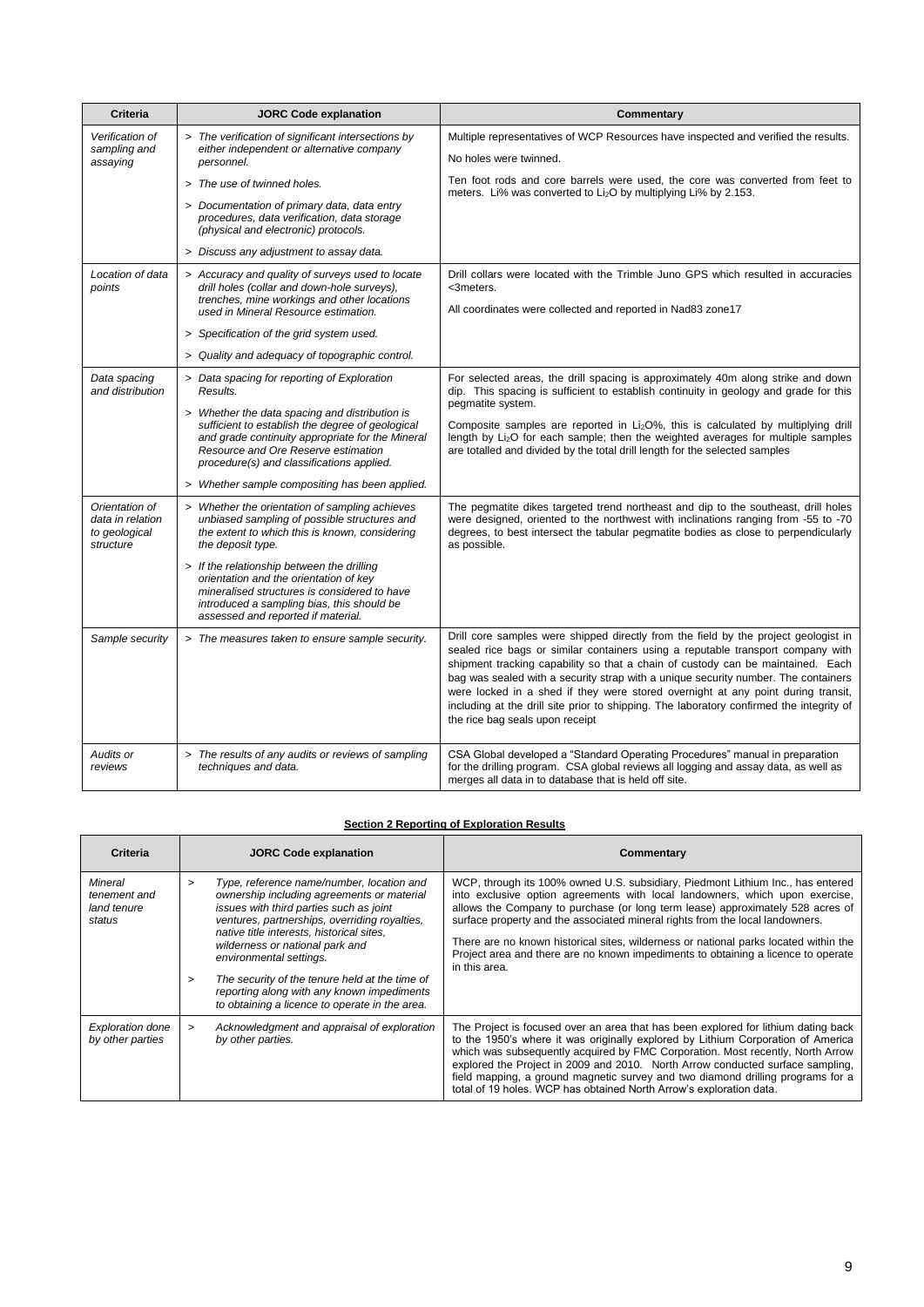| Criteria | JORC Code explanation | Commentary |
|---|---|---|
| *Verification of sampling and assaying* | > *The verification of significant intersections by either independent or alternative company personnel.*<br>> *The use of twinned holes.*<br>> *Documentation of primary data, data entry procedures, data verification, data storage (physical and electronic) protocols.*<br>> *Discuss any adjustment to assay data.* | Multiple representatives of WCP Resources have inspected and verified the results.<br>No holes were twinned.<br>Ten foot rods and core barrels were used, the core was converted from feet to meters. Li% was converted to $Li_2O$ by multiplying Li% by 2.153. |
| *Location of data points* | > *Accuracy and quality of surveys used to locate drill holes (collar and down-hole surveys), trenches, mine workings and other locations used in Mineral Resource estimation.*<br>> *Specification of the grid system used.*<br>> *Quality and adequacy of topographic control.* | Drill collars were located with the Trimble Juno GPS which resulted in accuracies <3meters.<br>All coordinates were collected and reported in Nad83 zone17 |
| *Data spacing and distribution* | > *Data spacing for reporting of Exploration Results.*<br>> *Whether the data spacing and distribution is sufficient to establish the degree of geological and grade continuity appropriate for the Mineral Resource and Ore Reserve estimation procedure(s) and classifications applied.*<br>> *Whether sample compositing has been applied.* | For selected areas, the drill spacing is approximately 40m along strike and down dip. This spacing is sufficient to establish continuity in geology and grade for this pegmatite system.<br>Composite samples are reported in $Li_2O$%, this is calculated by multiplying drill length by $Li_2O$ for each sample; then the weighted averages for multiple samples are totalled and divided by the total drill length for the selected samples |
| *Orientation of data in relation to geological structure* | > *Whether the orientation of sampling achieves unbiased sampling of possible structures and the extent to which this is known, considering the deposit type.*<br>> *If the relationship between the drilling orientation and the orientation of key mineralised structures is considered to have introduced a sampling bias, this should be assessed and reported if material.* | The pegmatite dikes targeted trend northeast and dip to the southeast, drill holes were designed, oriented to the northwest with inclinations ranging from -55 to -70 degrees, to best intersect the tabular pegmatite bodies as close to perpendicularly as possible. |
| *Sample security* | > *The measures taken to ensure sample security.* | Drill core samples were shipped directly from the field by the project geologist in sealed rice bags or similar containers using a reputable transport company with shipment tracking capability so that a chain of custody can be maintained. Each bag was sealed with a security strap with a unique security number. The containers were locked in a shed if they were stored overnight at any point during transit, including at the drill site prior to shipping. The laboratory confirmed the integrity of the rice bag seals upon receipt |
| *Audits or reviews* | > *The results of any audits or reviews of sampling techniques and data.* | CSA Global developed a "Standard Operating Procedures" manual in preparation for the drilling program. CSA global reviews all logging and assay data, as well as merges all data in to database that is held off site. |

## Section 2 Reporting of Exploration Results

| Criteria | JORC Code explanation | Commentary |
|---|---|---|
| *Mineral tenement and land tenure status* | > *Type, reference name/number, location and ownership including agreements or material issues with third parties such as joint ventures, partnerships, overriding royalties, native title interests, historical sites, wilderness or national park and environmental settings.*<br>> *The security of the tenure held at the time of reporting along with any known impediments to obtaining a licence to operate in the area.* | WCP, through its 100% owned U.S. subsidiary, Piedmont Lithium Inc., has entered into exclusive option agreements with local landowners, which upon exercise, allows the Company to purchase (or long term lease) approximately 528 acres of surface property and the associated mineral rights from the local landowners.<br>There are no known historical sites, wilderness or national parks located within the Project area and there are no known impediments to obtaining a licence to operate in this area. |
| *Exploration done by other parties* | > *Acknowledgment and appraisal of exploration by other parties.* | The Project is focused over an area that has been explored for lithium dating back to the 1950's where it was originally explored by Lithium Corporation of America which was subsequently acquired by FMC Corporation. Most recently, North Arrow explored the Project in 2009 and 2010. North Arrow conducted surface sampling, field mapping, a ground magnetic survey and two diamond drilling programs for a total of 19 holes. WCP has obtained North Arrow's exploration data. |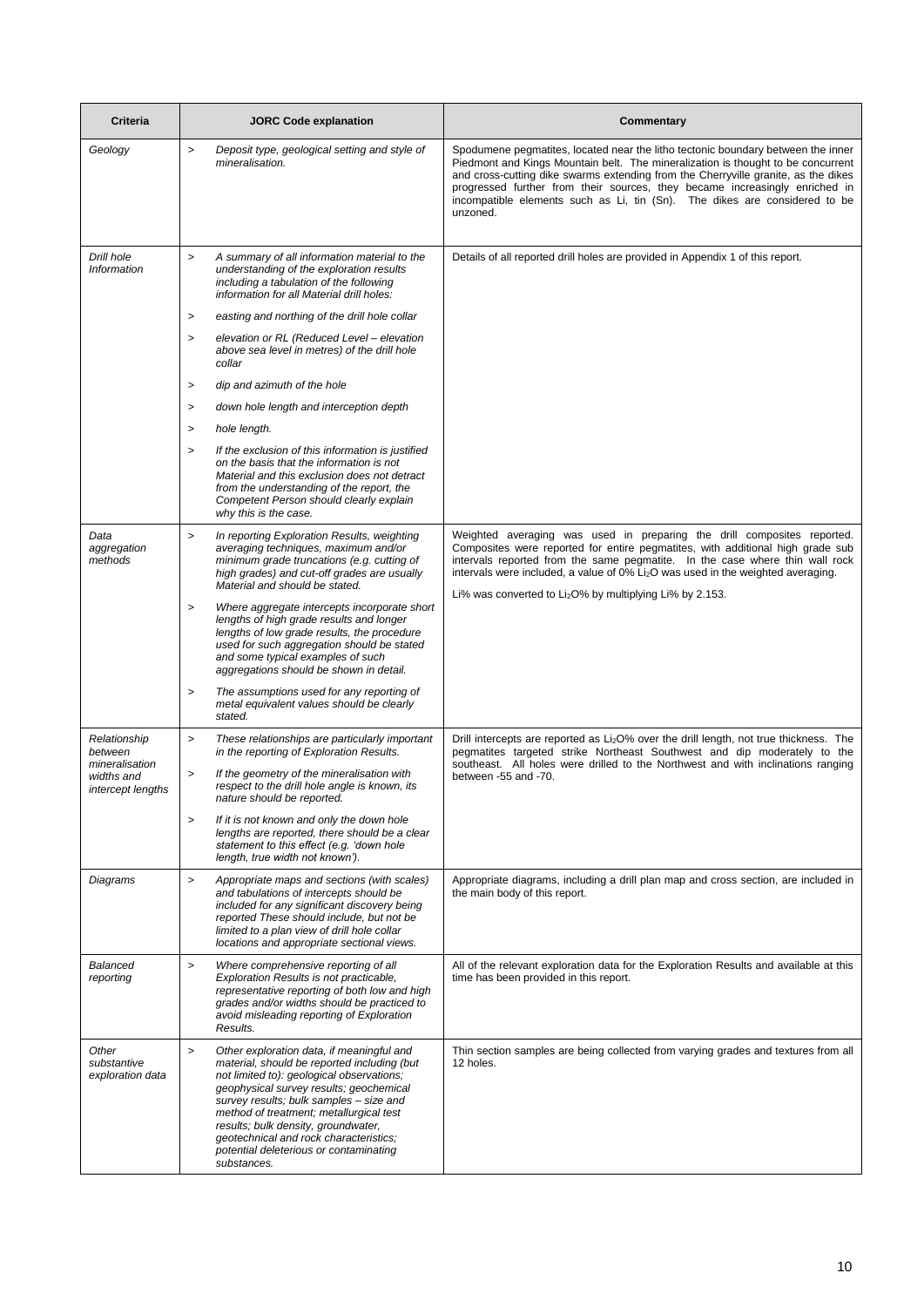| Criteria | JORC Code explanation | Commentary |
|---|---|---|
| *Geology* | > *Deposit type, geological setting and style of mineralisation.* | Spodumene pegmatites, located near the litho tectonic boundary between the inner Piedmont and Kings Mountain belt. The mineralization is thought to be concurrent and cross-cutting dike swarms extending from the Cherryville granite, as the dikes progressed further from their sources, they became increasingly enriched in incompatible elements such as Li, tin (Sn). The dikes are considered to be unzoned. |
| *Drill hole Information* | > *A summary of all information material to the understanding of the exploration results including a tabulation of the following information for all Material drill holes:*<br>> *easting and northing of the drill hole collar*<br>> *elevation or RL (Reduced Level – elevation above sea level in metres) of the drill hole collar*<br>> *dip and azimuth of the hole*<br>> *down hole length and interception depth*<br>> *hole length.*<br>> *If the exclusion of this information is justified on the basis that the information is not Material and this exclusion does not detract from the understanding of the report, the Competent Person should clearly explain why this is the case.* | Details of all reported drill holes are provided in Appendix 1 of this report. |
| *Data aggregation methods* | > *In reporting Exploration Results, weighting averaging techniques, maximum and/or minimum grade truncations (e.g. cutting of high grades) and cut-off grades are usually Material and should be stated.*<br>> *Where aggregate intercepts incorporate short lengths of high grade results and longer lengths of low grade results, the procedure used for such aggregation should be stated and some typical examples of such aggregations should be shown in detail.*<br>> *The assumptions used for any reporting of metal equivalent values should be clearly stated.* | Weighted averaging was used in preparing the drill composites reported. Composites were reported for entire pegmatites, with additional high grade sub intervals reported from the same pegmatite. In the case where thin wall rock intervals were included, a value of 0% $Li_2O$ was used in the weighted averaging.<br><br>Li% was converted to $Li_2O$% by multiplying Li% by 2.153. |
| *Relationship between mineralisation widths and intercept lengths* | > *These relationships are particularly important in the reporting of Exploration Results.*<br>> *If the geometry of the mineralisation with respect to the drill hole angle is known, its nature should be reported.*<br>> *If it is not known and only the down hole lengths are reported, there should be a clear statement to this effect (e.g. 'down hole length, true width not known').* | Drill intercepts are reported as $Li_2O$% over the drill length, not true thickness. The pegmatites targeted strike Northeast Southwest and dip moderately to the southeast. All holes were drilled to the Northwest and with inclinations ranging between -55 and -70. |
| *Diagrams* | > *Appropriate maps and sections (with scales) and tabulations of intercepts should be included for any significant discovery being reported These should include, but not be limited to a plan view of drill hole collar locations and appropriate sectional views.* | Appropriate diagrams, including a drill plan map and cross section, are included in the main body of this report. |
| *Balanced reporting* | > *Where comprehensive reporting of all Exploration Results is not practicable, representative reporting of both low and high grades and/or widths should be practiced to avoid misleading reporting of Exploration Results.* | All of the relevant exploration data for the Exploration Results and available at this time has been provided in this report. |
| *Other substantive exploration data* | > *Other exploration data, if meaningful and material, should be reported including (but not limited to): geological observations; geophysical survey results; geochemical survey results; bulk samples – size and method of treatment; metallurgical test results; bulk density, groundwater, geotechnical and rock characteristics; potential deleterious or contaminating substances.* | Thin section samples are being collected from varying grades and textures from all 12 holes. |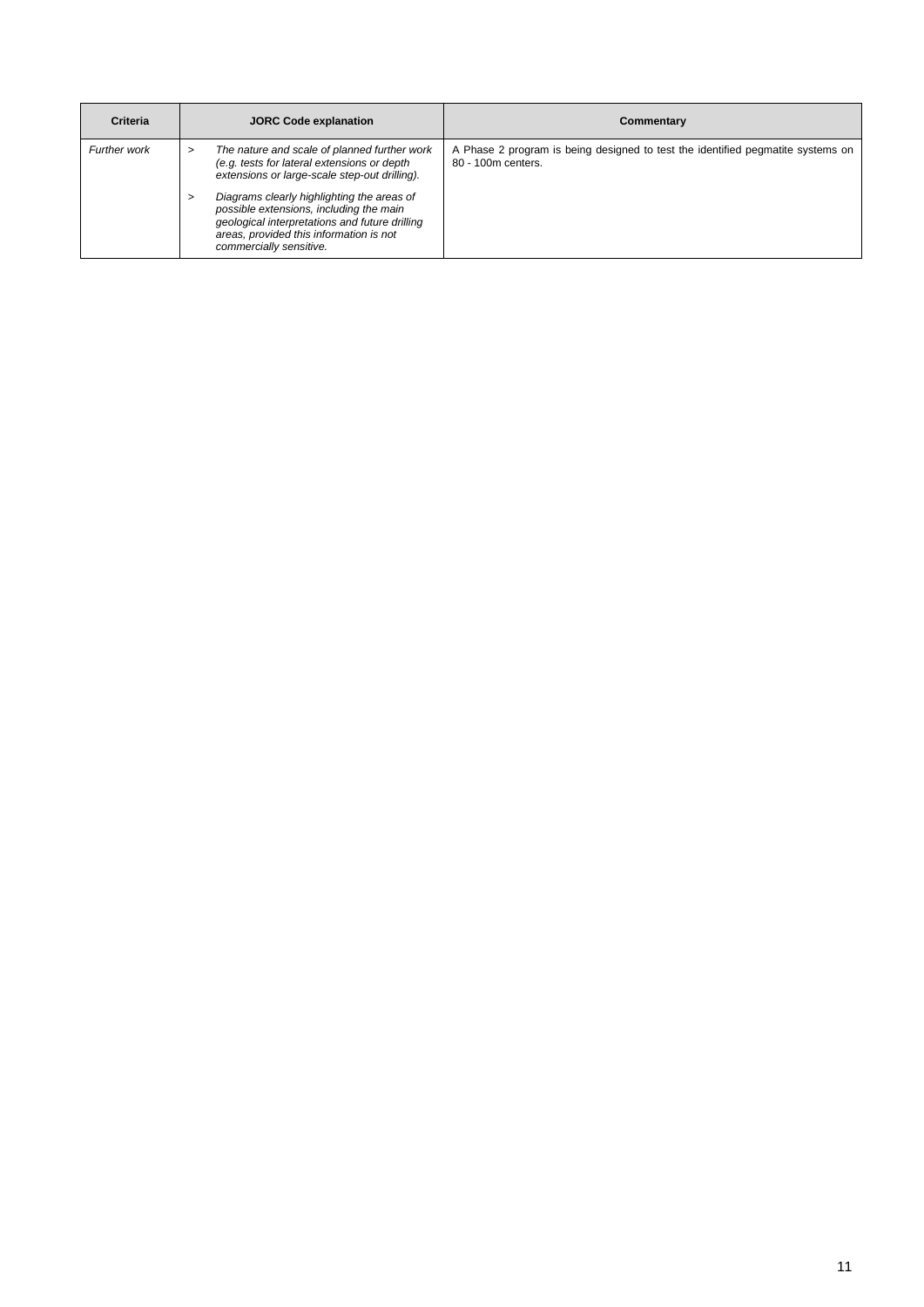| Criteria | JORC Code explanation | Commentary |
| --- | --- | --- |
| *Further work* | > *The nature and scale of planned further work (e.g. tests for lateral extensions or depth extensions or large-scale step-out drilling).*<br><br>> *Diagrams clearly highlighting the areas of possible extensions, including the main geological interpretations and future drilling areas, provided this information is not commercially sensitive.* | A Phase 2 program is being designed to test the identified pegmatite systems on 80 - 100m centers. |